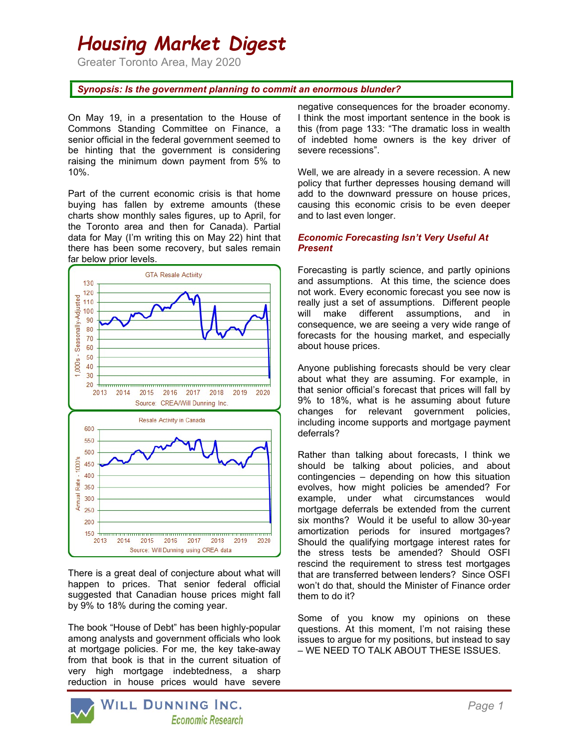# Housing Market Digest

Greater Toronto Area, May 2020

***Synopsis: Is the government planning to commit an enormous blunder?***

On May 19, in a presentation to the House of Commons Standing Committee on Finance, a senior official in the federal government seemed to be hinting that the government is considering raising the minimum down payment from 5% to 10%.

Part of the current economic crisis is that home buying has fallen by extreme amounts (these charts show monthly sales figures, up to April, for the Toronto area and then for Canada). Partial data for May (I'm writing this on May 22) hint that there has been some recovery, but sales remain far below prior levels.

GTA Resale Activity

1,000s - Seasonally-Adjusted

130
120
110
100
90
80
70
60
50
40
30
20

2013 2014 2015 2016 2017 2018 2019 2020

Source: CREA/Will Dunning Inc.

Resale Activity in Canada

Annual Rate - 1000's

600
550
500
450
400
350
300
250
200
150

2013 2014 2015 2016 2017 2018 2019 2020

Source: Will Dunning using CREA data

There is a great deal of conjecture about what will happen to prices. That senior federal official suggested that Canadian house prices might fall by 9% to 18% during the coming year.

The book "House of Debt" has been highly-popular among analysts and government officials who look at mortgage policies. For me, the key take-away from that book is that in the current situation of very high mortgage indebtedness, a sharp reduction in house prices would have severe negative consequences for the broader economy. I think the most important sentence in the book is this (from page 133: "The dramatic loss in wealth of indebted home owners is the key driver of severe recessions".

Well, we are already in a severe recession. A new policy that further depresses housing demand will add to the downward pressure on house prices, causing this economic crisis to be even deeper and to last even longer.

## *Economic Forecasting Isn't Very Useful At Present*

Forecasting is partly science, and partly opinions and assumptions. At this time, the science does not work. Every economic forecast you see now is really just a set of assumptions. Different people will make different assumptions, and in consequence, we are seeing a very wide range of forecasts for the housing market, and especially about house prices.

Anyone publishing forecasts should be very clear about what they are assuming. For example, in that senior official's forecast that prices will fall by 9% to 18%, what is he assuming about future changes for relevant government policies, including income supports and mortgage payment deferrals?

Rather than talking about forecasts, I think we should be talking about policies, and about contingencies – depending on how this situation evolves, how might policies be amended? For example, under what circumstances would mortgage deferrals be extended from the current six months? Would it be useful to allow 30-year amortization periods for insured mortgages? Should the qualifying mortgage interest rates for the stress tests be amended? Should OSFI rescind the requirement to stress test mortgages that are transferred between lenders? Since OSFI won't do that, should the Minister of Finance order them to do it?

Some of you know my opinions on these questions. At this moment, I'm not raising these issues to argue for my positions, but instead to say – WE NEED TO TALK ABOUT THESE ISSUES.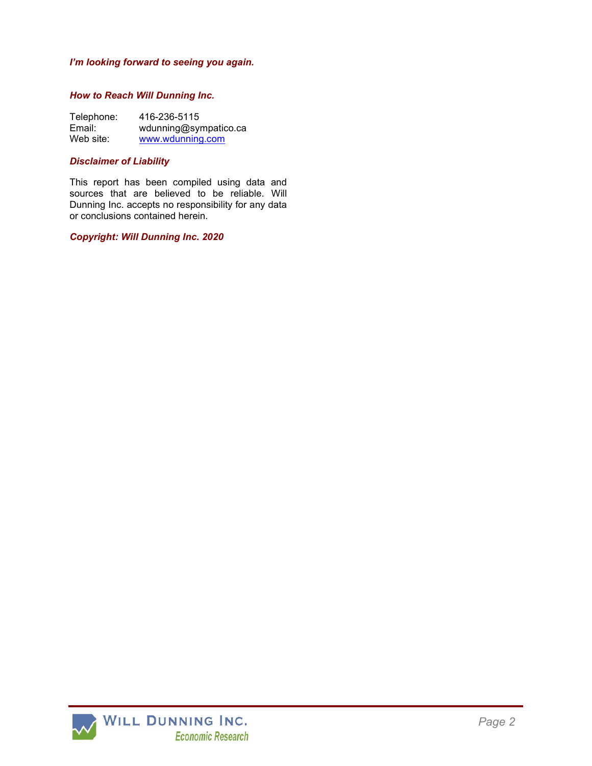***I'm looking forward to seeing you again.***

### *How to Reach Will Dunning Inc.*

Telephone: 416-236-5115
Email: wdunning@sympatico.ca
Web site: www.wdunning.com

### *Disclaimer of Liability*

This report has been compiled using data and sources that are believed to be reliable. Will Dunning Inc. accepts no responsibility for any data or conclusions contained herein.

***Copyright: Will Dunning Inc. 2020***